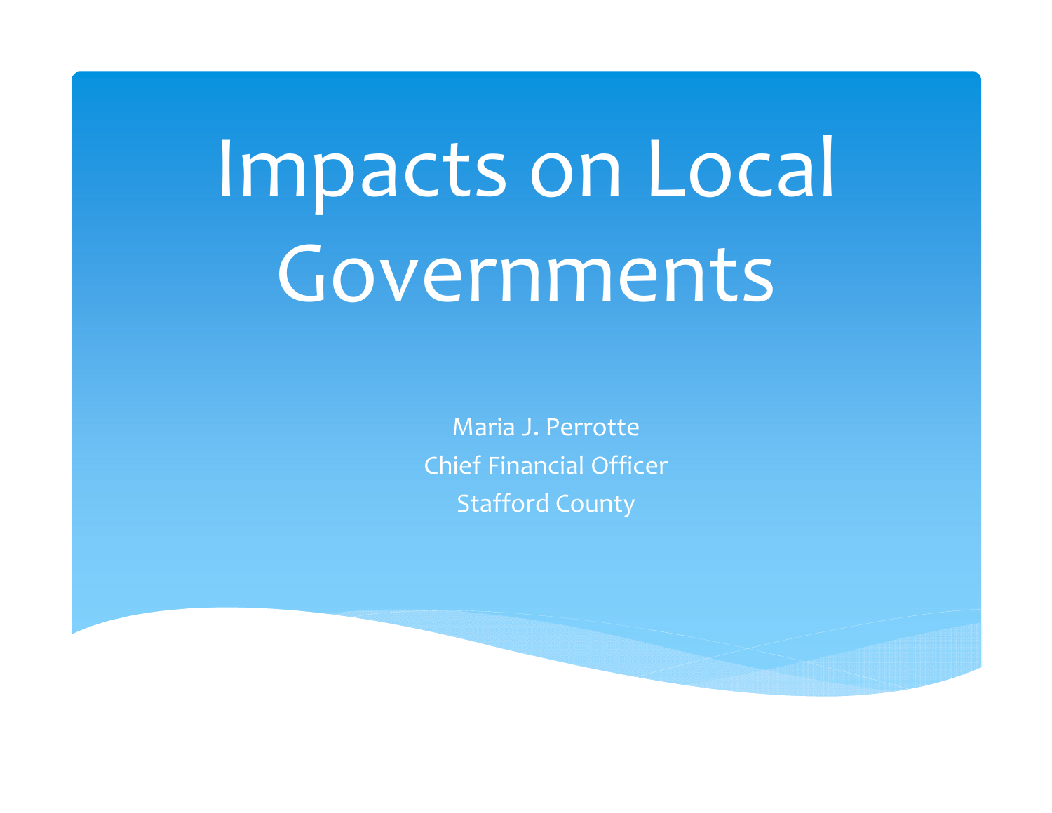# Impacts on Local Governments

Maria J. Perrotte
Chief Financial Officer
Stafford County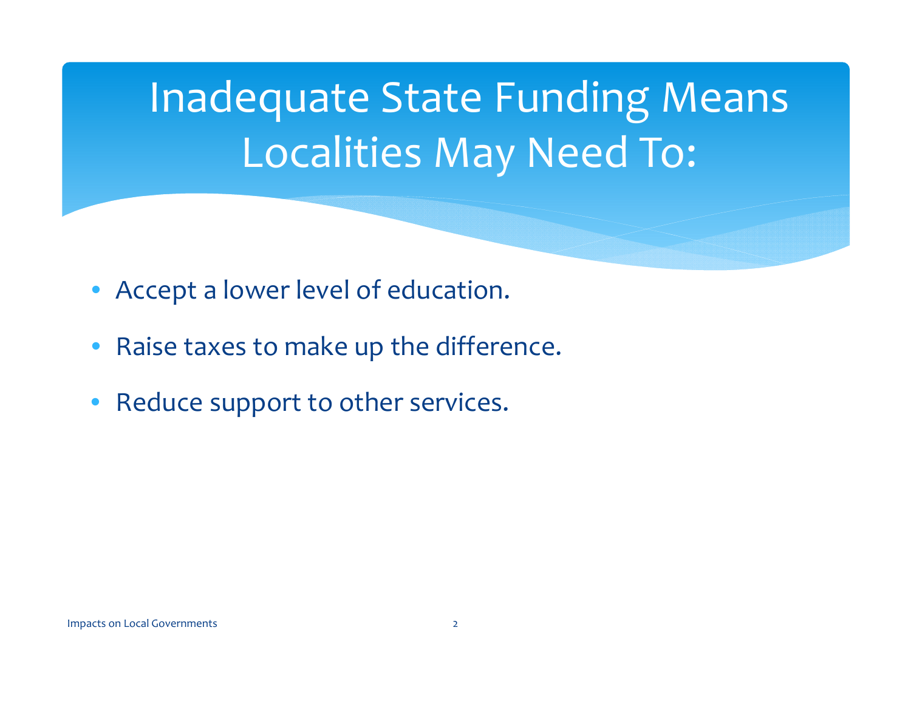# Inadequate State Funding Means Localities May Need To:

- Accept a lower level of education.
- Raise taxes to make up the difference.
- Reduce support to other services.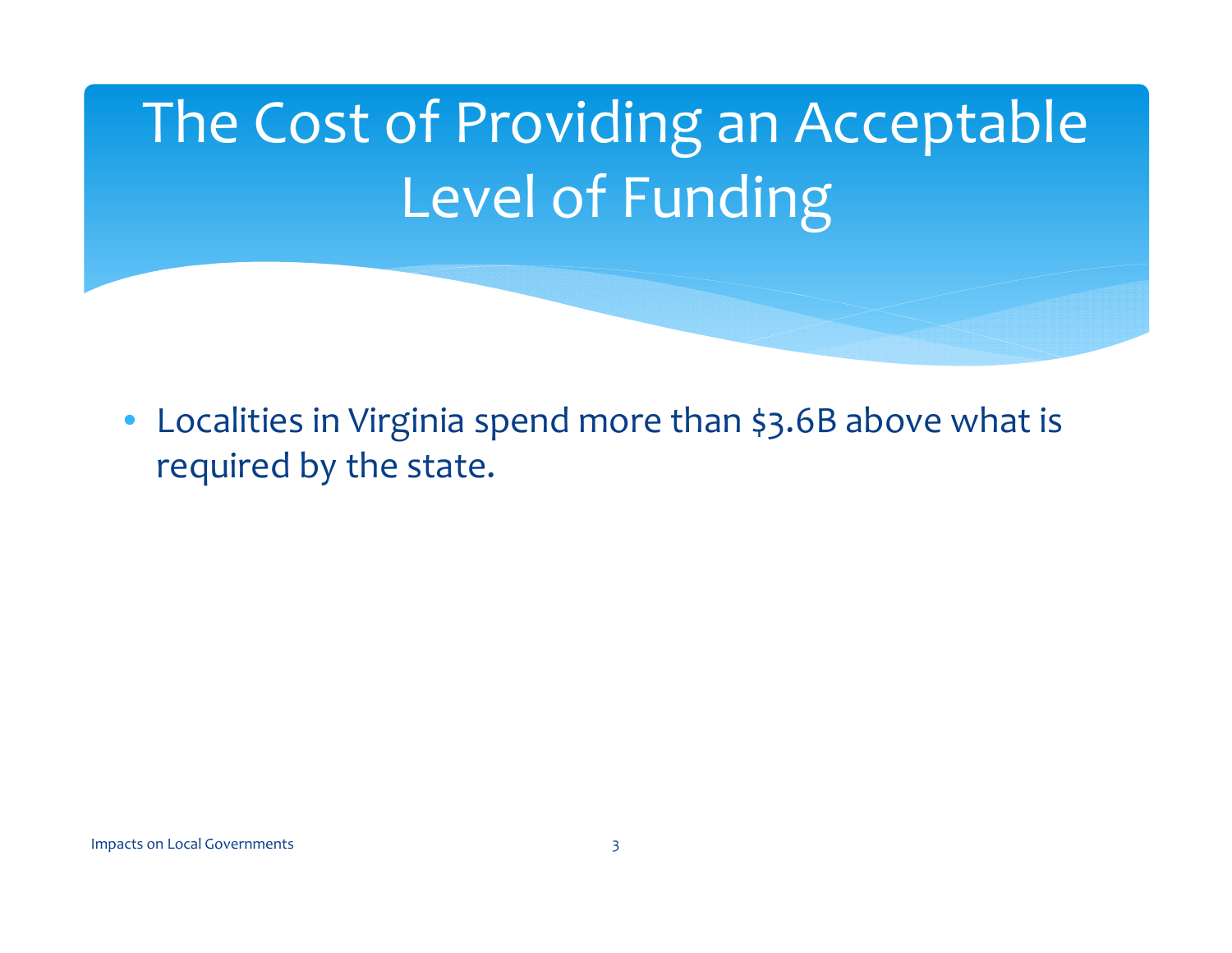# The Cost of Providing an Acceptable Level of Funding

- Localities in Virginia spend more than $3.6B above what is required by the state.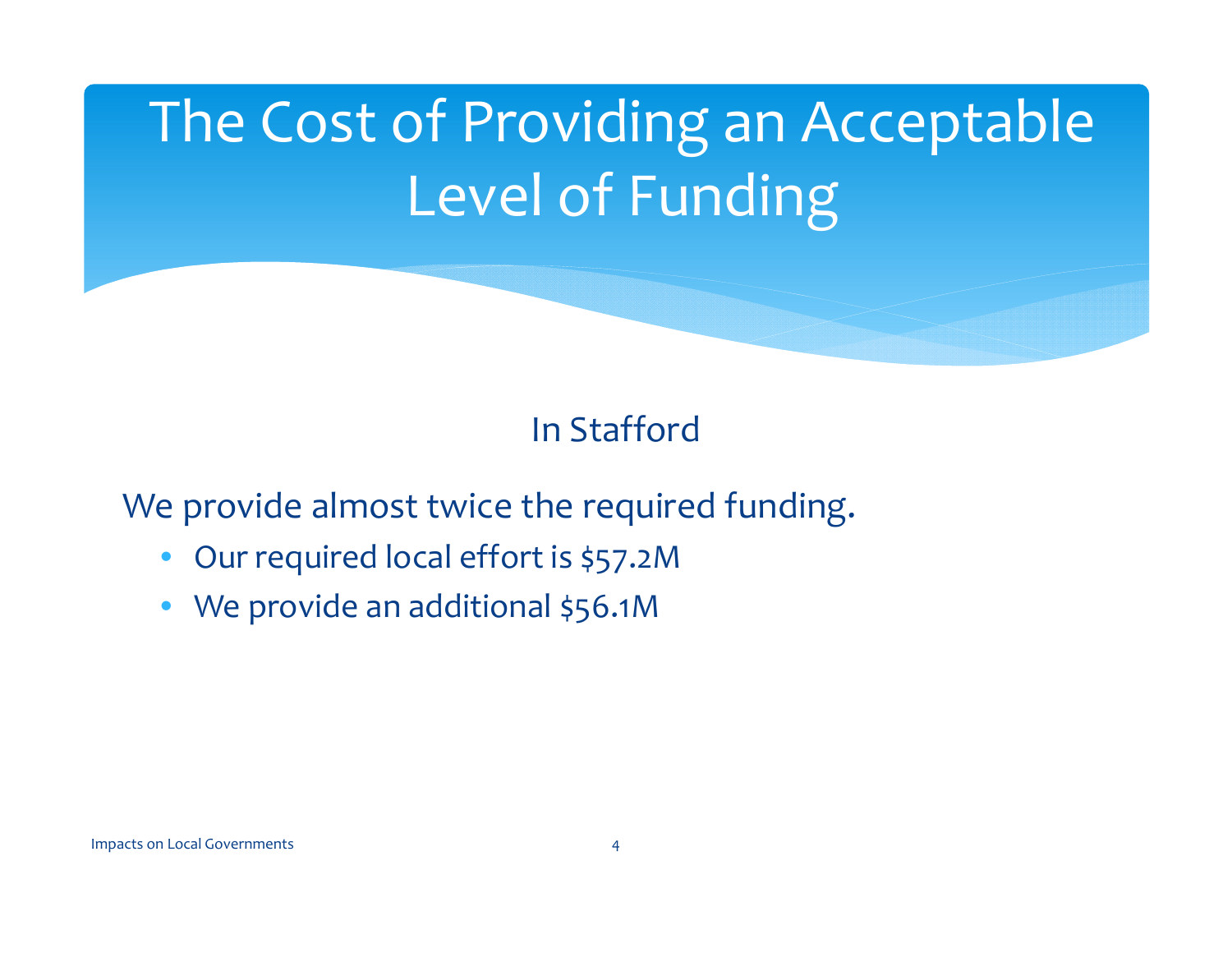# The Cost of Providing an Acceptable Level of Funding

In Stafford

We provide almost twice the required funding.

- Our required local effort is $57.2M
- We provide an additional $56.1M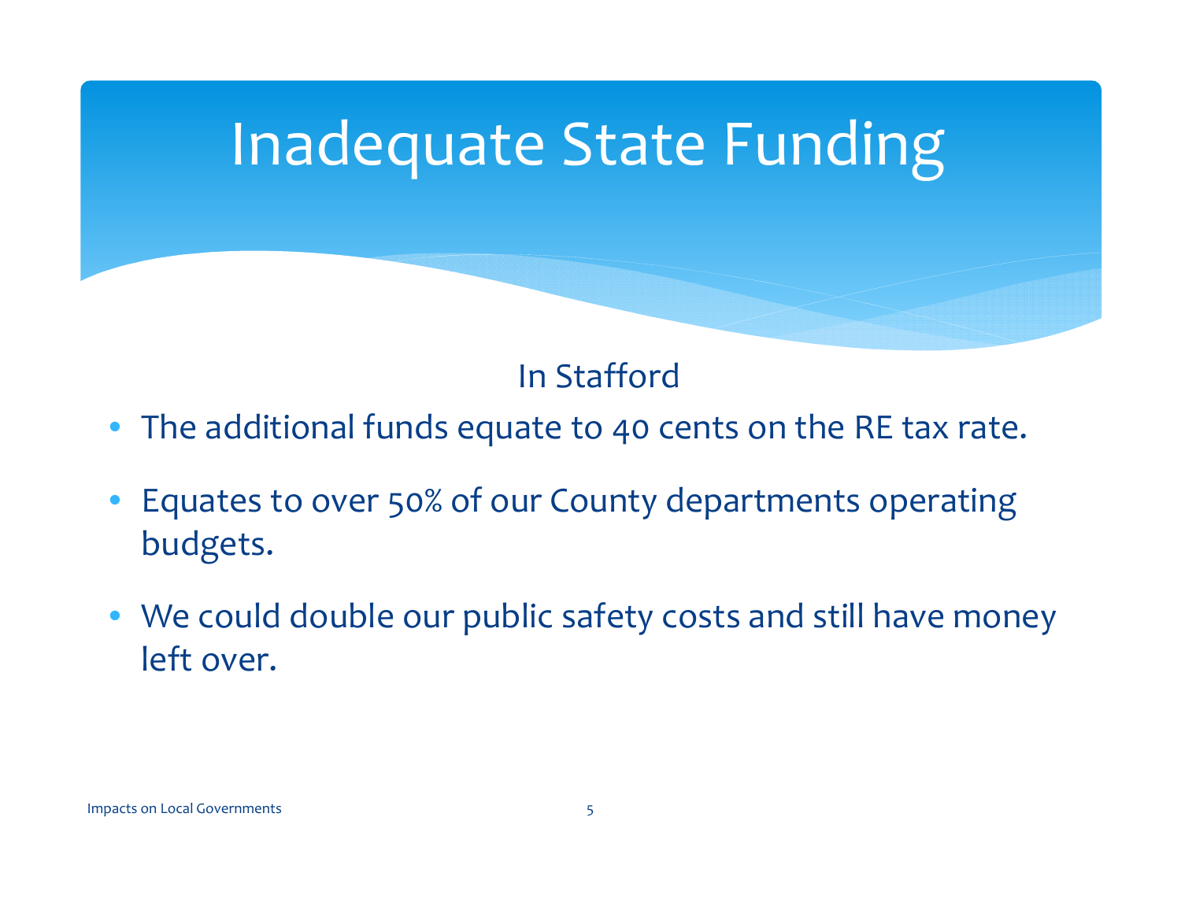# Inadequate State Funding

In Stafford

- The additional funds equate to 40 cents on the RE tax rate.
- Equates to over 50% of our County departments operating budgets.
- We could double our public safety costs and still have money left over.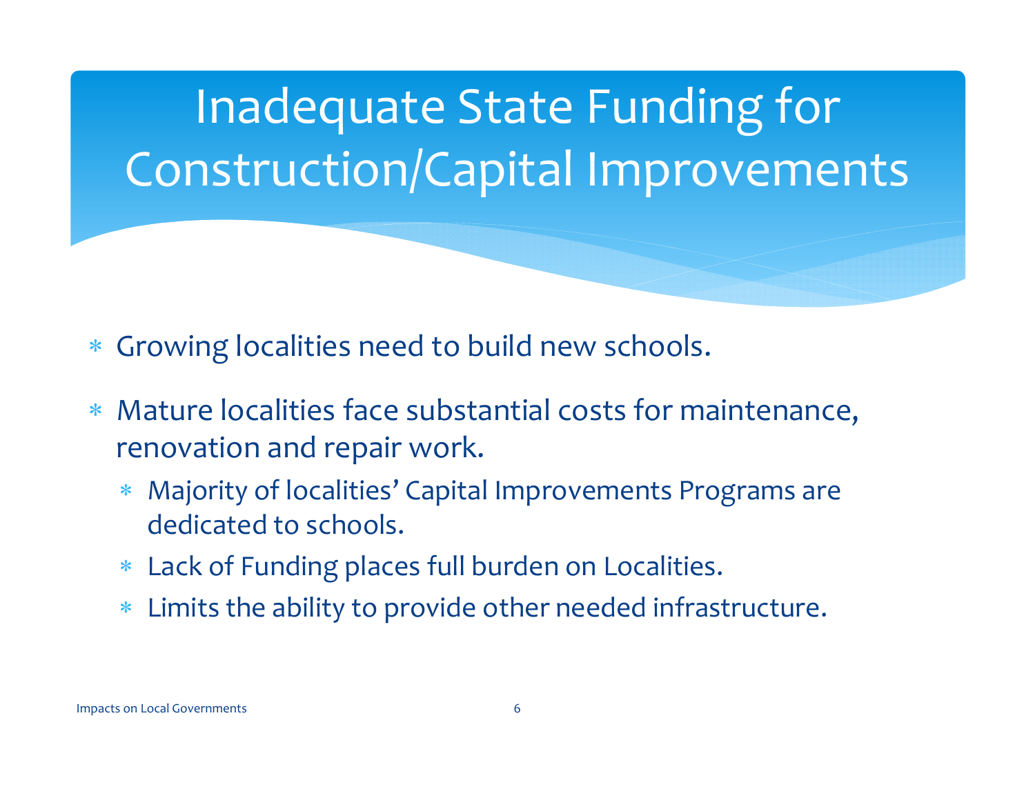# Inadequate State Funding for Construction/Capital Improvements

- Growing localities need to build new schools.
- Mature localities face substantial costs for maintenance, renovation and repair work.
  - Majority of localities' Capital Improvements Programs are dedicated to schools.
  - Lack of Funding places full burden on Localities.
  - Limits the ability to provide other needed infrastructure.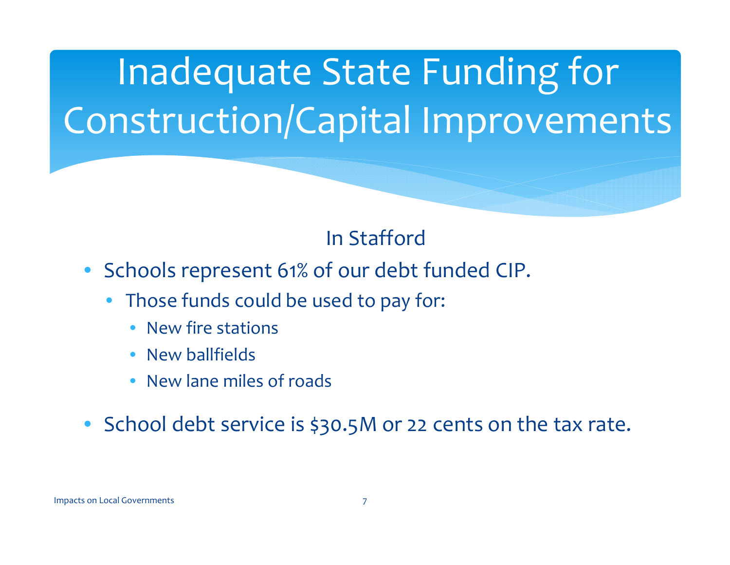# Inadequate State Funding for Construction/Capital Improvements

In Stafford

- Schools represent 61% of our debt funded CIP.
  - Those funds could be used to pay for:
    - New fire stations
    - New ballfields
    - New lane miles of roads
- School debt service is $30.5M or 22 cents on the tax rate.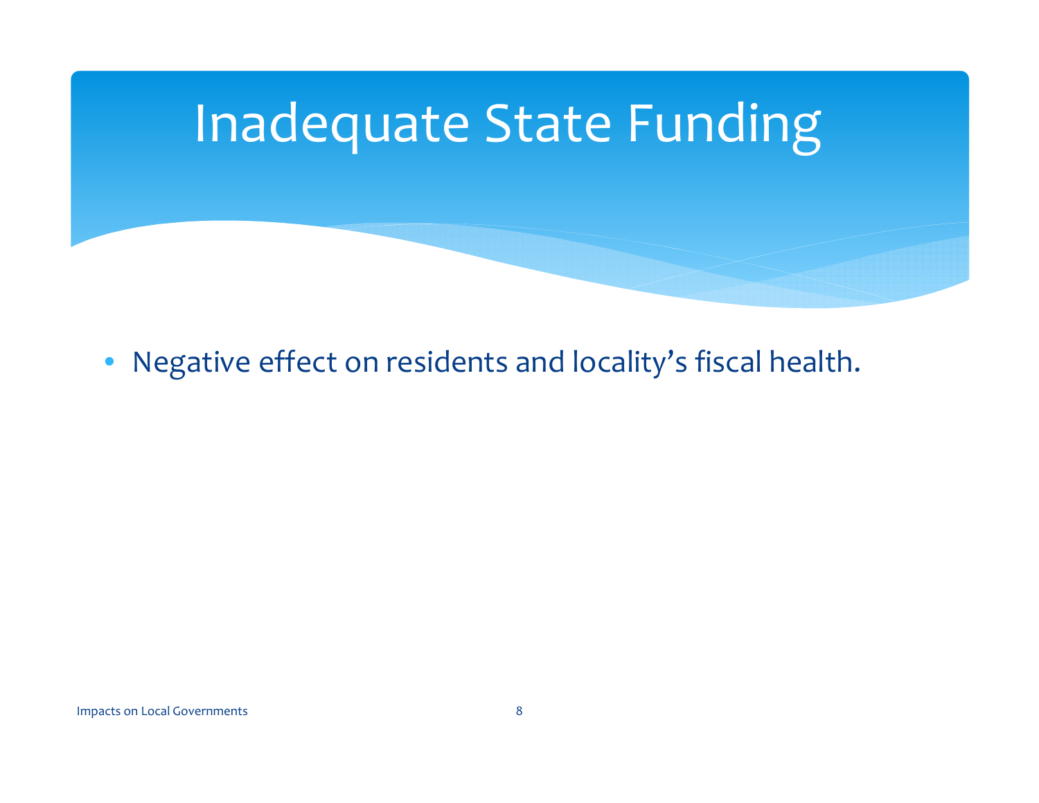# Inadequate State Funding

- Negative effect on residents and locality's fiscal health.